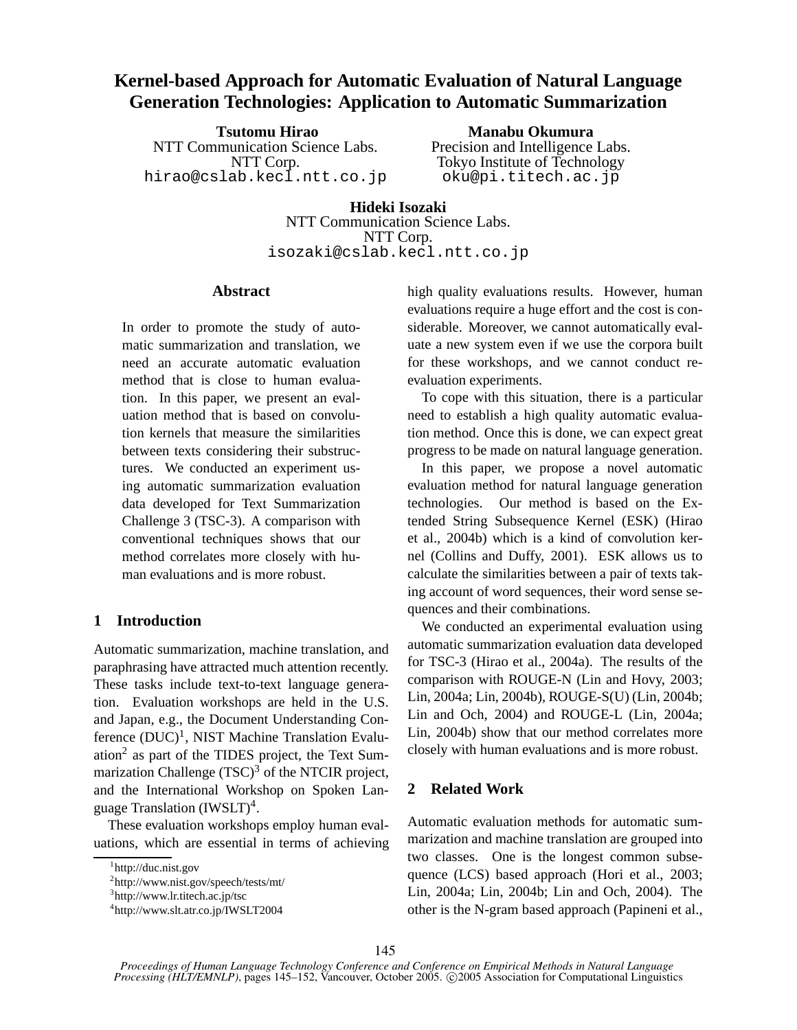# Kernel-based Approach for Automatic Evaluation of Natural Language Generation Technologies: Application to Automatic Summarization

**Tsutomu Hirao**
NTT Communication Science Labs.
NTT Corp.
hirao@cslab.kecl.ntt.co.jp

**Manabu Okumura**
Precision and Intelligence Labs.
Tokyo Institute of Technology
oku@pi.titech.ac.jp

**Hideki Isozaki**
NTT Communication Science Labs.
NTT Corp.
isozaki@cslab.kecl.ntt.co.jp

## Abstract

In order to promote the study of automatic summarization and translation, we need an accurate automatic evaluation method that is close to human evaluation. In this paper, we present an evaluation method that is based on convolution kernels that measure the similarities between texts considering their substructures. We conducted an experiment using automatic summarization evaluation data developed for Text Summarization Challenge 3 (TSC-3). A comparison with conventional techniques shows that our method correlates more closely with human evaluations and is more robust.

## 1 Introduction

Automatic summarization, machine translation, and paraphrasing have attracted much attention recently. These tasks include text-to-text language generation. Evaluation workshops are held in the U.S. and Japan, e.g., the Document Understanding Conference (DUC)[1], NIST Machine Translation Evaluation[2] as part of the TIDES project, the Text Summarization Challenge (TSC)[3] of the NTCIR project, and the International Workshop on Spoken Language Translation (IWSLT)[4].

These evaluation workshops employ human evaluations, which are essential in terms of achieving high quality evaluations results. However, human evaluations require a huge effort and the cost is considerable. Moreover, we cannot automatically evaluate a new system even if we use the corpora built for these workshops, and we cannot conduct re-evaluation experiments.

To cope with this situation, there is a particular need to establish a high quality automatic evaluation method. Once this is done, we can expect great progress to be made on natural language generation.

In this paper, we propose a novel automatic evaluation method for natural language generation technologies. Our method is based on the Extended String Subsequence Kernel (ESK) (Hirao et al., 2004b) which is a kind of convolution kernel (Collins and Duffy, 2001). ESK allows us to calculate the similarities between a pair of texts taking account of word sequences, their word sense sequences and their combinations.

We conducted an experimental evaluation using automatic summarization evaluation data developed for TSC-3 (Hirao et al., 2004a). The results of the comparison with ROUGE-N (Lin and Hovy, 2003; Lin, 2004a; Lin, 2004b), ROUGE-S(U) (Lin, 2004b; Lin and Och, 2004) and ROUGE-L (Lin, 2004a; Lin, 2004b) show that our method correlates more closely with human evaluations and is more robust.

## 2 Related Work

Automatic evaluation methods for automatic summarization and machine translation are grouped into two classes. One is the longest common subsequence (LCS) based approach (Hori et al., 2003; Lin, 2004a; Lin, 2004b; Lin and Och, 2004). The other is the N-gram based approach (Papineni et al.,

[1] http://duc.nist.gov
[2] http://www.nist.gov/speech/tests/mt/
[3] http://www.lr.titech.ac.jp/tsc
[4] http://www.slt.atr.co.jp/IWSLT2004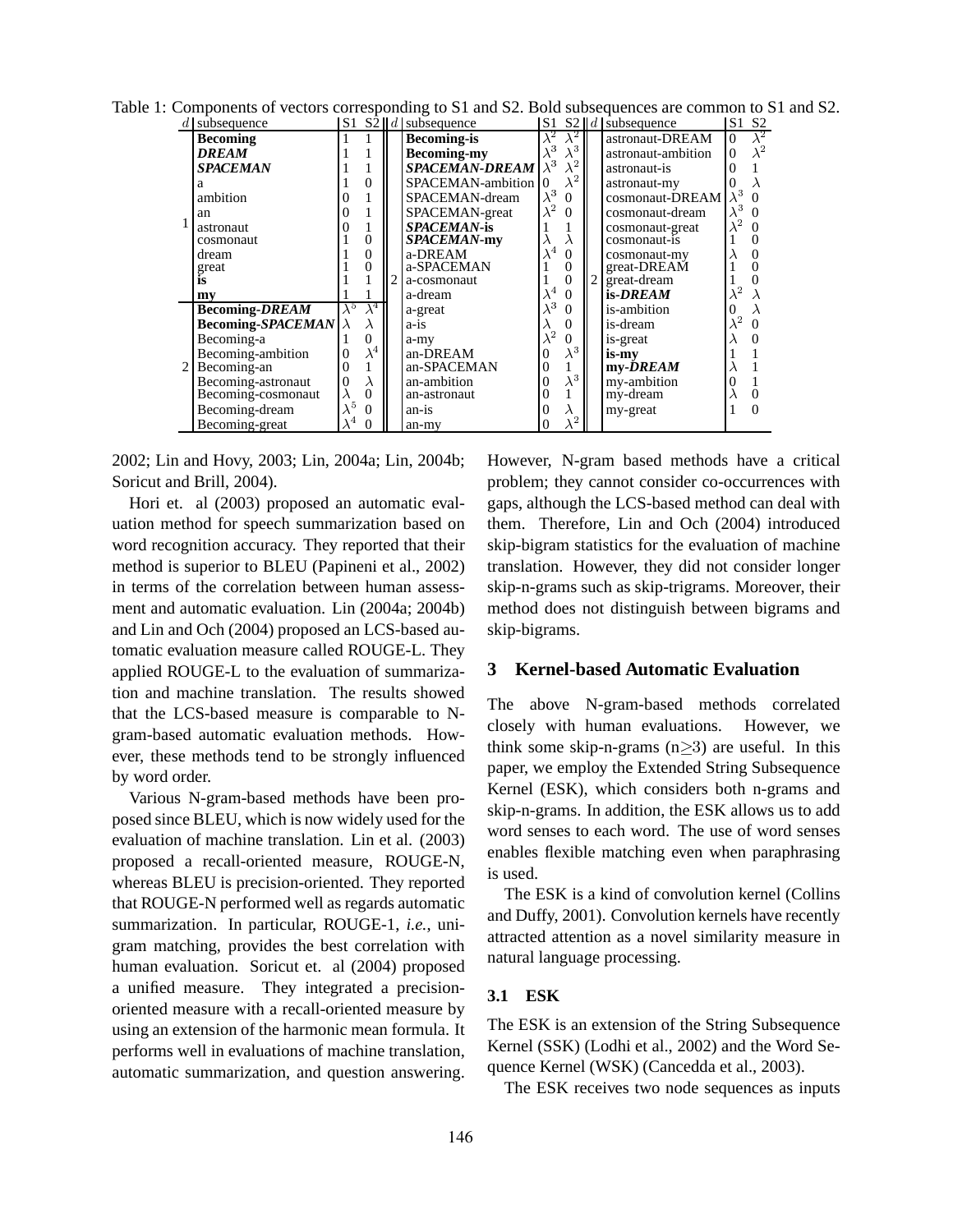Table 1: Components of vectors corresponding to S1 and S2. Bold subsequences are common to S1 and S2.

| $d$ | subsequence | S1 | S2 | $d$ | subsequence | S1 | S2 | $d$ | subsequence | S1 | S2 |
|---|---|---|---|---|---|---|---|---|---|---|---|
| 1 | **Becoming** | 1 | 1 | 2 | **Becoming-is** | $\lambda^2$ | $\lambda^2$ | 2 | astronaut-DREAM | 0 | $\lambda^2$ |
| | ***DREAM*** | 1 | 1 | | **Becoming-my** | $\lambda^3$ | $\lambda^3$ | | astronaut-ambition | 0 | $\lambda^2$ |
| | ***SPACEMAN*** | 1 | 1 | | ***SPACEMAN-DREAM*** | $\lambda^3$ | $\lambda^2$ | | astronaut-is | 0 | 1 |
| | a | 1 | 0 | | SPACEMAN-ambition | 0 | $\lambda^2$ | | astronaut-my | 0 | $\lambda$ |
| | ambition | 0 | 1 | | SPACEMAN-dream | $\lambda^3$ | 0 | | cosmonaut-DREAM | $\lambda^3$ | 0 |
| | an | 0 | 1 | | SPACEMAN-great | $\lambda^2$ | 0 | | cosmonaut-dream | $\lambda^3$ | 0 |
| | astronaut | 0 | 1 | | ***SPACEMAN*-is** | 1 | 1 | | cosmonaut-great | $\lambda^2$ | 0 |
| | cosmonaut | 1 | 0 | | ***SPACEMAN*-my** | $\lambda$ | $\lambda$ | | cosmonaut-is | 1 | 0 |
| | dream | 1 | 0 | | a-DREAM | $\lambda^4$ | 0 | | cosmonaut-my | $\lambda$ | 0 |
| | great | 1 | 0 | | a-SPACEMAN | 1 | 0 | | great-DREAM | 1 | 0 |
| | **is** | 1 | 1 | | a-cosmonaut | 1 | 0 | | great-dream | 1 | 0 |
| | **my** | 1 | 1 | | a-dream | $\lambda^4$ | 0 | | **is-*DREAM*** | $\lambda^2$ | $\lambda$ |
| 2 | **Becoming-*DREAM*** | $\lambda^5$ | $\lambda^4$ | | a-great | $\lambda^3$ | 0 | | is-ambition | 0 | $\lambda$ |
| | **Becoming-*SPACEMAN*** | $\lambda$ | $\lambda$ | | a-is | $\lambda$ | 0 | | is-dream | $\lambda^2$ | 0 |
| | Becoming-a | 1 | 0 | | a-my | $\lambda^2$ | 0 | | is-great | $\lambda$ | 0 |
| | Becoming-ambition | 0 | $\lambda^4$ | | an-DREAM | 0 | $\lambda^3$ | | **is-my** | 1 | 1 |
| | Becoming-an | 0 | 1 | | an-SPACEMAN | 0 | 1 | | **my-*DREAM*** | $\lambda$ | 1 |
| | Becoming-astronaut | 0 | $\lambda$ | | an-ambition | 0 | $\lambda^3$ | | my-ambition | 0 | 1 |
| | Becoming-cosmonaut | $\lambda$ | 0 | | an-astronaut | 0 | 1 | | my-dream | $\lambda$ | 0 |
| | Becoming-dream | $\lambda^5$ | 0 | | an-is | 0 | $\lambda$ | | my-great | 1 | 0 |
| | Becoming-great | $\lambda^4$ | 0 | | an-my | 0 | $\lambda^2$ | | | | |

2002; Lin and Hovy, 2003; Lin, 2004a; Lin, 2004b; Soricut and Brill, 2004).

Hori et. al (2003) proposed an automatic evaluation method for speech summarization based on word recognition accuracy. They reported that their method is superior to BLEU (Papineni et al., 2002) in terms of the correlation between human assessment and automatic evaluation. Lin (2004a; 2004b) and Lin and Och (2004) proposed an LCS-based automatic evaluation measure called ROUGE-L. They applied ROUGE-L to the evaluation of summarization and machine translation. The results showed that the LCS-based measure is comparable to N-gram-based automatic evaluation methods. However, these methods tend to be strongly influenced by word order.

Various N-gram-based methods have been proposed since BLEU, which is now widely used for the evaluation of machine translation. Lin et al. (2003) proposed a recall-oriented measure, ROUGE-N, whereas BLEU is precision-oriented. They reported that ROUGE-N performed well as regards automatic summarization. In particular, ROUGE-1, *i.e.*, unigram matching, provides the best correlation with human evaluation. Soricut et. al (2004) proposed a unified measure. They integrated a precision-oriented measure with a recall-oriented measure by using an extension of the harmonic mean formula. It performs well in evaluations of machine translation, automatic summarization, and question answering.

However, N-gram based methods have a critical problem; they cannot consider co-occurrences with gaps, although the LCS-based method can deal with them. Therefore, Lin and Och (2004) introduced skip-bigram statistics for the evaluation of machine translation. However, they did not consider longer skip-n-grams such as skip-trigrams. Moreover, their method does not distinguish between bigrams and skip-bigrams.

## 3 Kernel-based Automatic Evaluation

The above N-gram-based methods correlated closely with human evaluations. However, we think some skip-n-grams ($n \geq 3$) are useful. In this paper, we employ the Extended String Subsequence Kernel (ESK), which considers both n-grams and skip-n-grams. In addition, the ESK allows us to add word senses to each word. The use of word senses enables flexible matching even when paraphrasing is used.

The ESK is a kind of convolution kernel (Collins and Duffy, 2001). Convolution kernels have recently attracted attention as a novel similarity measure in natural language processing.

### 3.1 ESK

The ESK is an extension of the String Subsequence Kernel (SSK) (Lodhi et al., 2002) and the Word Sequence Kernel (WSK) (Cancedda et al., 2003).

The ESK receives two node sequences as inputs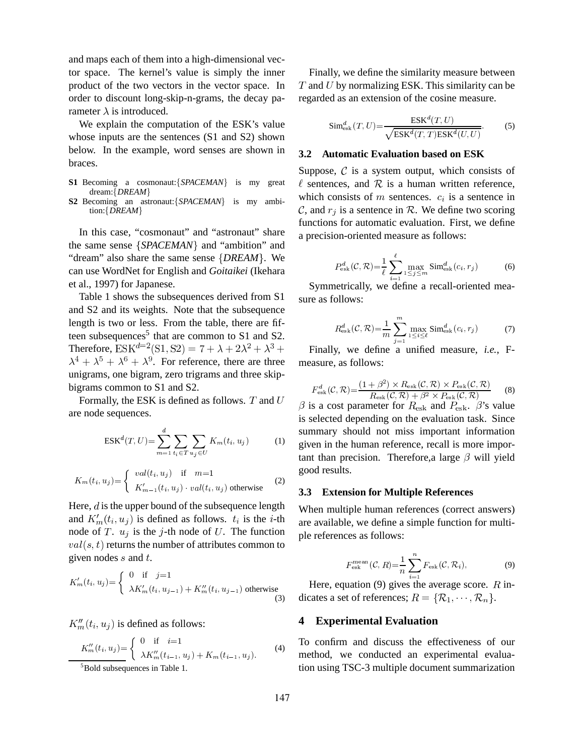and maps each of them into a high-dimensional vector space. The kernel's value is simply the inner product of the two vectors in the vector space. In order to discount long-skip-n-grams, the decay parameter $\lambda$ is introduced.

We explain the computation of the ESK's value whose inputs are the sentences (S1 and S2) shown below. In the example, word senses are shown in braces.

**S1** Becoming a cosmonaut:{*SPACEMAN*} is my great dream:{*DREAM*}

**S2** Becoming an astronaut:{*SPACEMAN*} is my ambition:{*DREAM*}

In this case, "cosmonaut" and "astronaut" share the same sense {*SPACEMAN*} and "ambition" and "dream" also share the same sense {*DREAM*}. We can use WordNet for English and *Goitaikei* (Ikehara et al., 1997) for Japanese.

Table 1 shows the subsequences derived from S1 and S2 and its weights. Note that the subsequence length is two or less. From the table, there are fifteen subsequences[5] that are common to S1 and S2. Therefore, $\mathrm{ESK}^{d=2}(\mathrm{S1},\mathrm{S2}) = 7 + \lambda + 2\lambda^2 + \lambda^3 + \lambda^4 + \lambda^5 + \lambda^6 + \lambda^9$. For reference, there are three unigrams, one bigram, zero trigrams and three skip-bigrams common to S1 and S2.

Formally, the ESK is defined as follows. $T$ and $U$ are node sequences.

$$\mathrm{ESK}^d(T,U) = \sum_{m=1}^{d} \sum_{t_i \in T} \sum_{u_j \in U} K_m(t_i, u_j) \qquad (1)$$

$$K_m(t_i,u_j) = \begin{cases} val(t_i,u_j) & \text{if} \quad m=1 \\ K'_{m-1}(t_i,u_j) \cdot val(t_i,u_j) & \text{otherwise} \end{cases} \qquad (2)$$

Here, $d$ is the upper bound of the subsequence length and $K'_m(t_i,u_j)$ is defined as follows. $t_i$ is the $i$-th node of $T$. $u_j$ is the $j$-th node of $U$. The function $val(s,t)$ returns the number of attributes common to given nodes $s$ and $t$.

$$K'_m(t_i,u_j) = \begin{cases} 0 & \text{if} \quad j=1 \\ \lambda K'_m(t_i,u_{j-1}) + K''_m(t_i,u_{j-1}) & \text{otherwise} \end{cases} \qquad (3)$$

$K''_m(t_i,u_j)$ is defined as follows:

$$K''_m(t_i,u_j) = \begin{cases} 0 & \text{if} \quad i=1 \\ \lambda K''_m(t_{i-1},u_j) + K_m(t_{i-1},u_j). \end{cases} \qquad (4)$$

[5] Bold subsequences in Table 1.

Finally, we define the similarity measure between $T$ and $U$ by normalizing ESK. This similarity can be regarded as an extension of the cosine measure.

$$\mathrm{Sim}^d_{\mathrm{esk}}(T,U) = \frac{\mathrm{ESK}^d(T,U)}{\sqrt{\mathrm{ESK}^d(T,T)\mathrm{ESK}^d(U,U)}}. \qquad (5)$$

### 3.2 Automatic Evaluation based on ESK

Suppose, $\mathcal{C}$ is a system output, which consists of $\ell$ sentences, and $\mathcal{R}$ is a human written reference, which consists of $m$ sentences. $c_i$ is a sentence in $\mathcal{C}$, and $r_j$ is a sentence in $\mathcal{R}$. We define two scoring functions for automatic evaluation. First, we define a precision-oriented measure as follows:

$$P^d_{\mathrm{esk}}(\mathcal{C},\mathcal{R}) = \frac{1}{\ell} \sum_{i=1}^{\ell} \max_{1 \le j \le m} \mathrm{Sim}^d_{\mathrm{esk}}(c_i, r_j) \qquad (6)$$

Symmetrically, we define a recall-oriented measure as follows:

$$R^d_{\mathrm{esk}}(\mathcal{C},\mathcal{R}) = \frac{1}{m} \sum_{j=1}^{m} \max_{1 \le i \le \ell} \mathrm{Sim}^d_{\mathrm{esk}}(c_i, r_j) \qquad (7)$$

Finally, we define a unified measure, *i.e.,* F-measure, as follows:

$$F^d_{\mathrm{esk}}(\mathcal{C},\mathcal{R}) = \frac{(1+\beta^2) \times R_{\mathrm{esk}}(\mathcal{C},\mathcal{R}) \times P_{\mathrm{esk}}(\mathcal{C},\mathcal{R})}{R_{\mathrm{esk}}(\mathcal{C},\mathcal{R}) + \beta^2 \times P_{\mathrm{esk}}(\mathcal{C},\mathcal{R})} \qquad (8)$$

$\beta$ is a cost parameter for $R_{\mathrm{esk}}$ and $P_{\mathrm{esk}}$. $\beta$'s value is selected depending on the evaluation task. Since summary should not miss important information given in the human reference, recall is more important than precision. Therefore,a large $\beta$ will yield good results.

### 3.3 Extension for Multiple References

When multiple human references (correct answers) are available, we define a simple function for multiple references as follows:

$$F^{\mathrm{mean}}_{\mathrm{esk}}(\mathcal{C},R) = \frac{1}{n} \sum_{i=1}^{n} F_{\mathrm{esk}}(\mathcal{C},\mathcal{R}_i), \qquad (9)$$

Here, equation (9) gives the average score. $R$ indicates a set of references; $R = \{\mathcal{R}_1, \cdots, \mathcal{R}_n\}$.

## 4 Experimental Evaluation

To confirm and discuss the effectiveness of our method, we conducted an experimental evaluation using TSC-3 multiple document summarization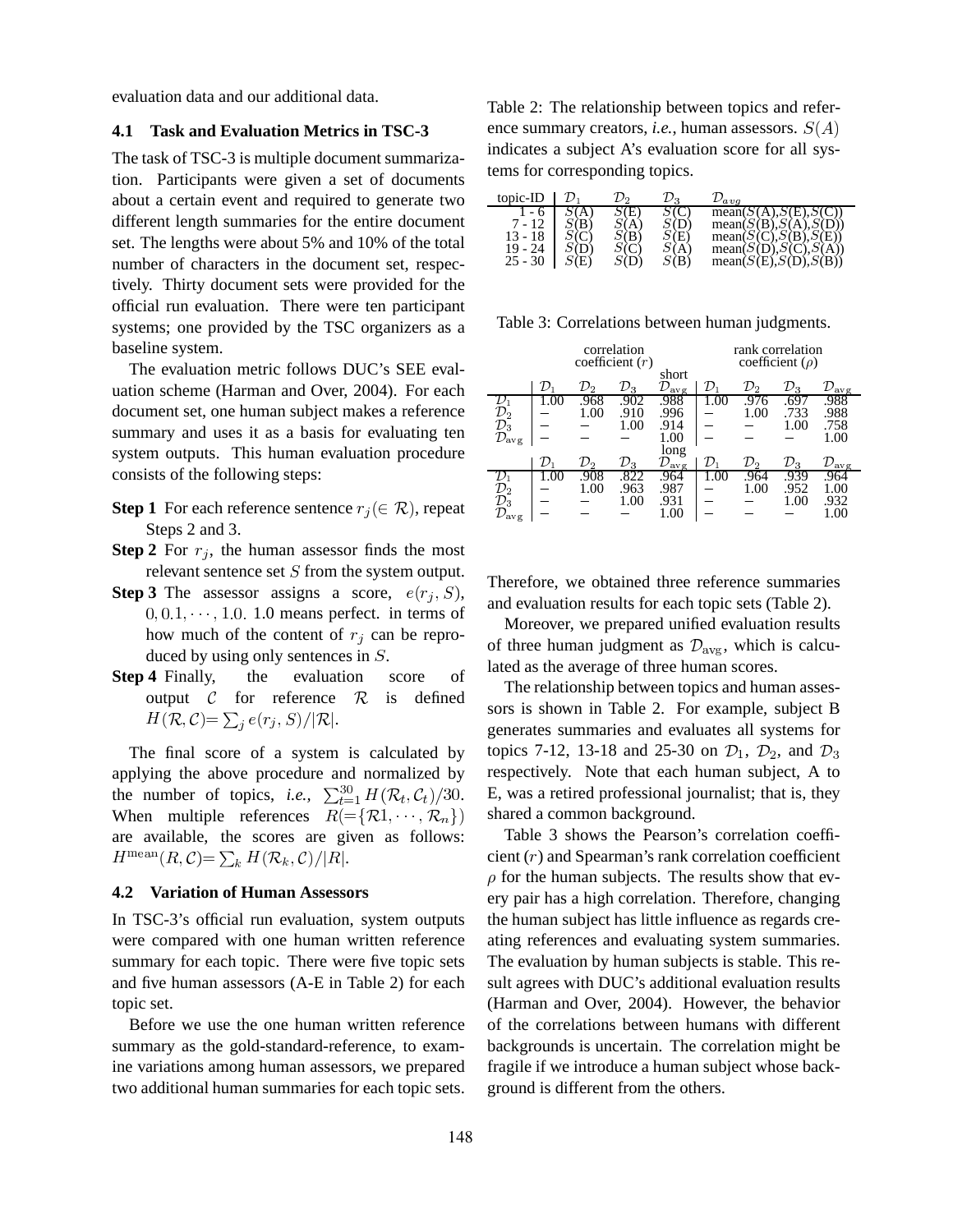evaluation data and our additional data.

### 4.1 Task and Evaluation Metrics in TSC-3

The task of TSC-3 is multiple document summarization. Participants were given a set of documents about a certain event and required to generate two different length summaries for the entire document set. The lengths were about 5% and 10% of the total number of characters in the document set, respectively. Thirty document sets were provided for the official run evaluation. There were ten participant systems; one provided by the TSC organizers as a baseline system.

The evaluation metric follows DUC's SEE evaluation scheme (Harman and Over, 2004). For each document set, one human subject makes a reference summary and uses it as a basis for evaluating ten system outputs. This human evaluation procedure consists of the following steps:

**Step 1** For each reference sentence $r_j (\in \mathcal{R})$, repeat Steps 2 and 3.

**Step 2** For $r_j$, the human assessor finds the most relevant sentence set $S$ from the system output.

**Step 3** The assessor assigns a score, $e(r_j, S)$, $0, 0.1, \cdots, 1.0$. 1.0 means perfect. in terms of how much of the content of $r_j$ can be reproduced by using only sentences in $S$.

**Step 4** Finally, the evaluation score of output $\mathcal{C}$ for reference $\mathcal{R}$ is defined $H(\mathcal{R}, \mathcal{C}) = \sum_j e(r_j, S)/|\mathcal{R}|$.

The final score of a system is calculated by applying the above procedure and normalized by the number of topics, *i.e.*, $\sum_{t=1}^{30} H(\mathcal{R}_t, \mathcal{C}_t)/30$. When multiple references $R (= \{\mathcal{R}1, \cdots, \mathcal{R}_n\})$ are available, the scores are given as follows: $H^{\text{mean}}(R, \mathcal{C}) = \sum_k H(\mathcal{R}_k, \mathcal{C})/|R|$.

### 4.2 Variation of Human Assessors

In TSC-3's official run evaluation, system outputs were compared with one human written reference summary for each topic. There were five topic sets and five human assessors (A-E in Table 2) for each topic set.

Before we use the one human written reference summary as the gold-standard-reference, to examine variations among human assessors, we prepared two additional human summaries for each topic sets.

Table 2: The relationship between topics and reference summary creators, *i.e.*, human assessors. $S(A)$ indicates a subject A's evaluation score for all systems for corresponding topics.

| topic-ID | $\mathcal{D}_1$ | $\mathcal{D}_2$ | $\mathcal{D}_3$ | $\mathcal{D}_{avg}$ |
|---|---|---|---|---|
| 1 - 6 | $S$(A) | $S$(E) | $S$(C) | mean($S$(A),$S$(E),$S$(C)) |
| 7 - 12 | $S$(B) | $S$(A) | $S$(D) | mean($S$(B),$S$(A),$S$(D)) |
| 13 - 18 | $S$(C) | $S$(B) | $S$(E) | mean($S$(C),$S$(B),$S$(E)) |
| 19 - 24 | $S$(D) | $S$(C) | $S$(A) | mean($S$(D),$S$(C),$S$(A)) |
| 25 - 30 | $S$(E) | $S$(D) | $S$(B) | mean($S$(E),$S$(D),$S$(B)) |

Table 3: Correlations between human judgments.

| | correlation coefficient ($r$) | | | | rank correlation coefficient ($\rho$) | | | |
|---|---|---|---|---|---|---|---|---|
| short | | | | | | | | |
| | $\mathcal{D}_1$ | $\mathcal{D}_2$ | $\mathcal{D}_3$ | $\mathcal{D}_{\text{avg}}$ | $\mathcal{D}_1$ | $\mathcal{D}_2$ | $\mathcal{D}_3$ | $\mathcal{D}_{\text{avg}}$ |
| $\mathcal{D}_1$ | 1.00 | .968 | .902 | .988 | 1.00 | .976 | .697 | .988 |
| $\mathcal{D}_2$ | – | 1.00 | .910 | .996 | – | 1.00 | .733 | .988 |
| $\mathcal{D}_3$ | – | – | 1.00 | .914 | – | – | 1.00 | .758 |
| $\mathcal{D}_{\text{avg}}$ | – | – | – | 1.00 | – | – | – | 1.00 |
| long | | | | | | | | |
| | $\mathcal{D}_1$ | $\mathcal{D}_2$ | $\mathcal{D}_3$ | $\mathcal{D}_{\text{avg}}$ | $\mathcal{D}_1$ | $\mathcal{D}_2$ | $\mathcal{D}_3$ | $\mathcal{D}_{\text{avg}}$ |
| $\mathcal{D}_1$ | 1.00 | .908 | .822 | .964 | 1.00 | .964 | .939 | .964 |
| $\mathcal{D}_2$ | – | 1.00 | .963 | .987 | – | 1.00 | .952 | 1.00 |
| $\mathcal{D}_3$ | – | – | 1.00 | .931 | – | – | 1.00 | .932 |
| $\mathcal{D}_{\text{avg}}$ | – | – | – | 1.00 | – | – | – | 1.00 |

Therefore, we obtained three reference summaries and evaluation results for each topic sets (Table 2).

Moreover, we prepared unified evaluation results of three human judgment as $\mathcal{D}_{\text{avg}}$, which is calculated as the average of three human scores.

The relationship between topics and human assessors is shown in Table 2. For example, subject B generates summaries and evaluates all systems for topics 7-12, 13-18 and 25-30 on $\mathcal{D}_1$, $\mathcal{D}_2$, and $\mathcal{D}_3$ respectively. Note that each human subject, A to E, was a retired professional journalist; that is, they shared a common background.

Table 3 shows the Pearson's correlation coefficient ($r$) and Spearman's rank correlation coefficient $\rho$ for the human subjects. The results show that every pair has a high correlation. Therefore, changing the human subject has little influence as regards creating references and evaluating system summaries. The evaluation by human subjects is stable. This result agrees with DUC's additional evaluation results (Harman and Over, 2004). However, the behavior of the correlations between humans with different backgrounds is uncertain. The correlation might be fragile if we introduce a human subject whose background is different from the others.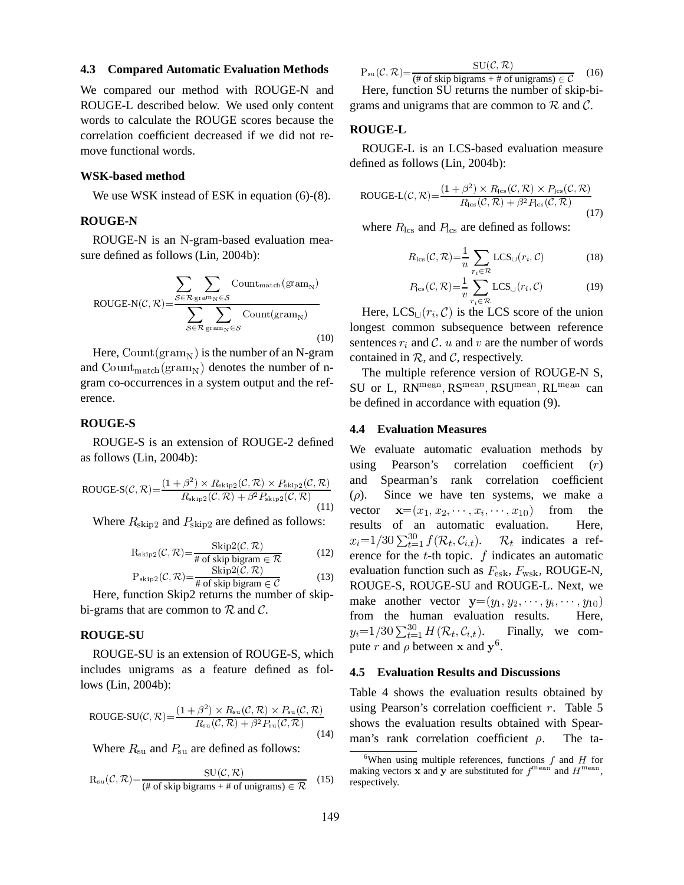### 4.3 Compared Automatic Evaluation Methods

We compared our method with ROUGE-N and ROUGE-L described below. We used only content words to calculate the ROUGE scores because the correlation coefficient decreased if we did not remove functional words.

**WSK-based method**

We use WSK instead of ESK in equation (6)-(8).

**ROUGE-N**

ROUGE-N is an N-gram-based evaluation measure defined as follows (Lin, 2004b):

$$\text{ROUGE-N}(\mathcal{C},\mathcal{R}) = \frac{\sum_{\mathcal{S}\in\mathcal{R}} \sum_{\text{gram}_\text{N}\in\mathcal{S}} \text{Count}_\text{match}(\text{gram}_\text{N})}{\sum_{\mathcal{S}\in\mathcal{R}} \sum_{\text{gram}_\text{N}\in\mathcal{S}} \text{Count}(\text{gram}_\text{N})} \quad (10)$$

Here, $\text{Count}(\text{gram}_\text{N})$ is the number of an N-gram and $\text{Count}_\text{match}(\text{gram}_\text{N})$ denotes the number of n-gram co-occurrences in a system output and the reference.

**ROUGE-S**

ROUGE-S is an extension of ROUGE-2 defined as follows (Lin, 2004b):

$$\text{ROUGE-S}(\mathcal{C},\mathcal{R}) = \frac{(1+\beta^2)\times R_{\text{skip2}}(\mathcal{C},\mathcal{R})\times P_{\text{skip2}}(\mathcal{C},\mathcal{R})}{R_{\text{skip2}}(\mathcal{C},\mathcal{R})+\beta^2 P_{\text{skip2}}(\mathcal{C},\mathcal{R})} \quad (11)$$

Where $R_{\text{skip2}}$ and $P_{\text{skip2}}$ are defined as follows:

$$\text{R}_{\text{skip2}}(\mathcal{C},\mathcal{R}) = \frac{\text{Skip2}(\mathcal{C},\mathcal{R})}{\text{\# of skip bigram} \in \mathcal{R}} \quad (12)$$

$$\text{P}_{\text{skip2}}(\mathcal{C},\mathcal{R}) = \frac{\text{Skip2}(\mathcal{C},\mathcal{R})}{\text{\# of skip bigram} \in \mathcal{C}} \quad (13)$$

Here, function Skip2 returns the number of skip-bi-grams that are common to $\mathcal{R}$ and $\mathcal{C}$.

**ROUGE-SU**

ROUGE-SU is an extension of ROUGE-S, which includes unigrams as a feature defined as follows (Lin, 2004b):

$$\text{ROUGE-SU}(\mathcal{C},\mathcal{R}) = \frac{(1+\beta^2)\times R_{\text{su}}(\mathcal{C},\mathcal{R})\times P_{\text{su}}(\mathcal{C},\mathcal{R})}{R_{\text{su}}(\mathcal{C},\mathcal{R})+\beta^2 P_{\text{su}}(\mathcal{C},\mathcal{R})} \quad (14)$$

Where $R_{\text{su}}$ and $P_{\text{su}}$ are defined as follows:

$$\text{R}_{\text{su}}(\mathcal{C},\mathcal{R}) = \frac{\text{SU}(\mathcal{C},\mathcal{R})}{\text{(\# of skip bigrams + \# of unigrams)} \in \mathcal{R}} \quad (15)$$

$$\text{P}_{\text{su}}(\mathcal{C},\mathcal{R}) = \frac{\text{SU}(\mathcal{C},\mathcal{R})}{\text{(\# of skip bigrams + \# of unigrams)} \in \mathcal{C}} \quad (16)$$

Here, function SU returns the number of skip-bi-grams and unigrams that are common to $\mathcal{R}$ and $\mathcal{C}$.

**ROUGE-L**

ROUGE-L is an LCS-based evaluation measure defined as follows (Lin, 2004b):

$$\text{ROUGE-L}(\mathcal{C},\mathcal{R}) = \frac{(1+\beta^2)\times R_{\text{lcs}}(\mathcal{C},\mathcal{R})\times P_{\text{lcs}}(\mathcal{C},\mathcal{R})}{R_{\text{lcs}}(\mathcal{C},\mathcal{R})+\beta^2 P_{\text{lcs}}(\mathcal{C},\mathcal{R})} \quad (17)$$

where $R_{\text{lcs}}$ and $P_{\text{lcs}}$ are defined as follows:

$$R_{\text{lcs}}(\mathcal{C},\mathcal{R}) = \frac{1}{u}\sum_{r_i\in\mathcal{R}} \text{LCS}_\cup(r_i,\mathcal{C}) \quad (18)$$

$$P_{\text{lcs}}(\mathcal{C},\mathcal{R}) = \frac{1}{v}\sum_{r_i\in\mathcal{R}} \text{LCS}_\cup(r_i,\mathcal{C}) \quad (19)$$

Here, $\text{LCS}_\cup(r_i,\mathcal{C})$ is the LCS score of the union longest common subsequence between reference sentences $r_i$ and $\mathcal{C}$. $u$ and $v$ are the number of words contained in $\mathcal{R}$, and $\mathcal{C}$, respectively.

The multiple reference version of ROUGE-N S, SU or L, $\text{RN}^{\text{mean}}, \text{RS}^{\text{mean}}, \text{RSU}^{\text{mean}}, \text{RL}^{\text{mean}}$ can be defined in accordance with equation (9).

### 4.4 Evaluation Measures

We evaluate automatic evaluation methods by using Pearson's correlation coefficient ($r$) and Spearman's rank correlation coefficient ($\rho$). Since we have ten systems, we make a vector $\mathbf{x}=(x_1, x_2, \cdots, x_i, \cdots, x_{10})$ from the results of an automatic evaluation. Here, $x_i = 1/30\sum_{t=1}^{30} f(\mathcal{R}_t, \mathcal{C}_{i,t})$. $\mathcal{R}_t$ indicates a reference for the $t$-th topic. $f$ indicates an automatic evaluation function such as $F_{\text{esk}}$, $F_{\text{wsk}}$, ROUGE-N, ROUGE-S, ROUGE-SU and ROUGE-L. Next, we make another vector $\mathbf{y}=(y_1, y_2, \cdots, y_i, \cdots, y_{10})$ from the human evaluation results. Here, $y_i = 1/30\sum_{t=1}^{30} H(\mathcal{R}_t, \mathcal{C}_{i,t})$. Finally, we compute $r$ and $\rho$ between $\mathbf{x}$ and $\mathbf{y}$[6].

### 4.5 Evaluation Results and Discussions

Table 4 shows the evaluation results obtained by using Pearson's correlation coefficient $r$. Table 5 shows the evaluation results obtained with Spearman's rank correlation coefficient $\rho$. The ta-

[6] When using multiple references, functions $f$ and $H$ for making vectors $\mathbf{x}$ and $\mathbf{y}$ are substituted for $f^{\text{mean}}$ and $H^{\text{mean}}$, respectively.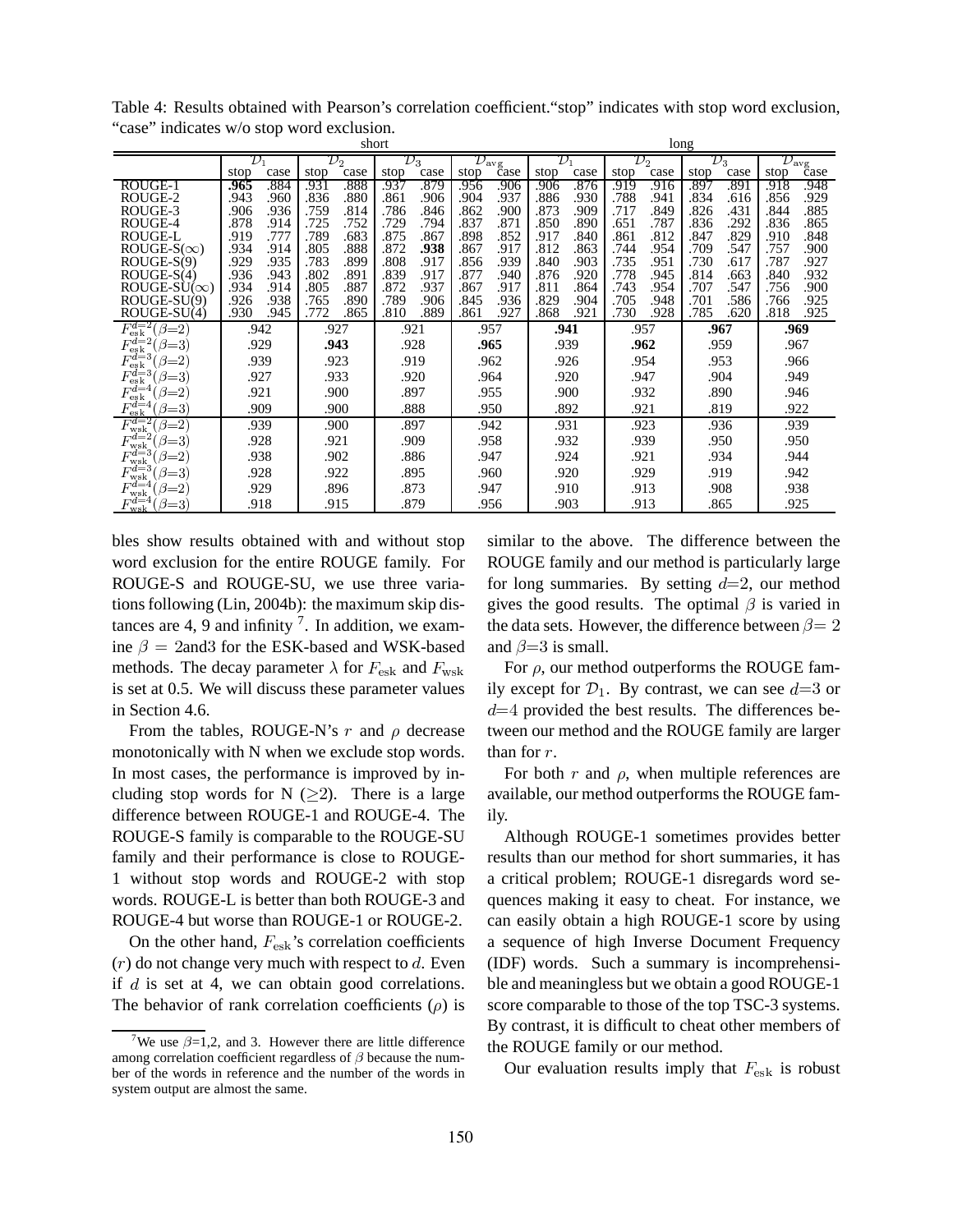Table 4: Results obtained with Pearson's correlation coefficient."stop" indicates with stop word exclusion, "case" indicates w/o stop word exclusion.

| | short | | | | | | | | long | | | | | | | |
|---|---|---|---|---|---|---|---|---|---|---|---|---|---|---|---|---|
| | $\mathcal{D}_1$ | | $\mathcal{D}_2$ | | $\mathcal{D}_3$ | | $\mathcal{D}_{\text{avg}}$ | | $\mathcal{D}_1$ | | $\mathcal{D}_2$ | | $\mathcal{D}_3$ | | $\mathcal{D}_{\text{avg}}$ | |
| | stop | case | stop | case | stop | case | stop | case | stop | case | stop | case | stop | case | stop | case |
| ROUGE-1 | **.965** | .884 | .931 | .888 | .937 | .879 | .956 | .906 | .906 | .876 | .919 | .916 | .897 | .891 | .918 | .948 |
| ROUGE-2 | .943 | .960 | .836 | .880 | .861 | .906 | .904 | .937 | .886 | .930 | .788 | .941 | .834 | .616 | .856 | .929 |
| ROUGE-3 | .906 | .936 | .759 | .814 | .786 | .846 | .862 | .900 | .873 | .909 | .717 | .849 | .826 | .431 | .844 | .885 |
| ROUGE-4 | .878 | .914 | .725 | .752 | .729 | .794 | .837 | .871 | .850 | .890 | .651 | .787 | .836 | .292 | .836 | .865 |
| ROUGE-L | .919 | .777 | .789 | .683 | .875 | .867 | .898 | .852 | .917 | .840 | .861 | .812 | .847 | .829 | .910 | .848 |
| ROUGE-S($\infty$) | .934 | .914 | .805 | .888 | .872 | **.938** | .867 | .917 | .812 | .863 | .744 | .954 | .709 | .547 | .757 | .900 |
| ROUGE-S(9) | .929 | .935 | .783 | .899 | .808 | .917 | .856 | .939 | .840 | .903 | .735 | .951 | .730 | .617 | .787 | .927 |
| ROUGE-S(4) | .936 | .943 | .802 | .891 | .839 | .917 | .877 | .940 | .876 | .920 | .778 | .945 | .814 | .663 | .840 | .932 |
| ROUGE-SU($\infty$) | .934 | .914 | .805 | .887 | .872 | .937 | .867 | .917 | .811 | .864 | .743 | .954 | .707 | .547 | .756 | .900 |
| ROUGE-SU(9) | .926 | .938 | .765 | .890 | .789 | .906 | .845 | .936 | .829 | .904 | .705 | .948 | .701 | .586 | .766 | .925 |
| ROUGE-SU(4) | .930 | .945 | .772 | .865 | .810 | .889 | .861 | .927 | .868 | .921 | .730 | .928 | .785 | .620 | .818 | .925 |
| $F_{\text{esk}}^{d=2}(\beta{=}2)$ | .942 | | .927 | | .921 | | .957 | | **.941** | | .957 | | **.967** | | **.969** | |
| $F_{\text{esk}}^{d=2}(\beta{=}3)$ | .929 | | **.943** | | .928 | | **.965** | | .939 | | **.962** | | .959 | | .967 | |
| $F_{\text{esk}}^{d=3}(\beta{=}2)$ | .939 | | .923 | | .919 | | .962 | | .926 | | .954 | | .953 | | .966 | |
| $F_{\text{esk}}^{d=3}(\beta{=}3)$ | .927 | | .933 | | .920 | | .964 | | .920 | | .947 | | .904 | | .949 | |
| $F_{\text{esk}}^{d=4}(\beta{=}2)$ | .921 | | .900 | | .897 | | .955 | | .900 | | .932 | | .890 | | .946 | |
| $F_{\text{esk}}^{d=4}(\beta{=}3)$ | .909 | | .900 | | .888 | | .950 | | .892 | | .921 | | .819 | | .922 | |
| $F_{\text{wsk}}^{d=2}(\beta{=}2)$ | .939 | | .900 | | .897 | | .942 | | .931 | | .923 | | .936 | | .939 | |
| $F_{\text{wsk}}^{d=2}(\beta{=}3)$ | .928 | | .921 | | .909 | | .958 | | .932 | | .939 | | .950 | | .950 | |
| $F_{\text{wsk}}^{d=3}(\beta{=}2)$ | .938 | | .902 | | .886 | | .947 | | .924 | | .921 | | .934 | | .944 | |
| $F_{\text{wsk}}^{d=3}(\beta{=}3)$ | .928 | | .922 | | .895 | | .960 | | .920 | | .929 | | .919 | | .942 | |
| $F_{\text{wsk}}^{d=4}(\beta{=}2)$ | .929 | | .896 | | .873 | | .947 | | .910 | | .913 | | .908 | | .938 | |
| $F_{\text{wsk}}^{d=4}(\beta{=}3)$ | .918 | | .915 | | .879 | | .956 | | .903 | | .913 | | .865 | | .925 | |

bles show results obtained with and without stop word exclusion for the entire ROUGE family. For ROUGE-S and ROUGE-SU, we use three variations following (Lin, 2004b): the maximum skip distances are 4, 9 and infinity [7]. In addition, we examine $\beta = 2$and3 for the ESK-based and WSK-based methods. The decay parameter $\lambda$ for $F_{\text{esk}}$ and $F_{\text{wsk}}$ is set at 0.5. We will discuss these parameter values in Section 4.6.

From the tables, ROUGE-N's $r$ and $\rho$ decrease monotonically with N when we exclude stop words. In most cases, the performance is improved by including stop words for N ($\geq$2). There is a large difference between ROUGE-1 and ROUGE-4. The ROUGE-S family is comparable to the ROUGE-SU family and their performance is close to ROUGE-1 without stop words and ROUGE-2 with stop words. ROUGE-L is better than both ROUGE-3 and ROUGE-4 but worse than ROUGE-1 or ROUGE-2.

On the other hand, $F_{\text{esk}}$'s correlation coefficients ($r$) do not change very much with respect to $d$. Even if $d$ is set at 4, we can obtain good correlations. The behavior of rank correlation coefficients ($\rho$) is similar to the above. The difference between the ROUGE family and our method is particularly large for long summaries. By setting $d$=2, our method gives the good results. The optimal $\beta$ is varied in the data sets. However, the difference between $\beta$= 2 and $\beta$=3 is small.

For $\rho$, our method outperforms the ROUGE family except for $\mathcal{D}_1$. By contrast, we can see $d$=3 or $d$=4 provided the best results. The differences between our method and the ROUGE family are larger than for $r$.

For both $r$ and $\rho$, when multiple references are available, our method outperforms the ROUGE family.

Although ROUGE-1 sometimes provides better results than our method for short summaries, it has a critical problem; ROUGE-1 disregards word sequences making it easy to cheat. For instance, we can easily obtain a high ROUGE-1 score by using a sequence of high Inverse Document Frequency (IDF) words. Such a summary is incomprehensible and meaningless but we obtain a good ROUGE-1 score comparable to those of the top TSC-3 systems. By contrast, it is difficult to cheat other members of the ROUGE family or our method.

Our evaluation results imply that $F_{\text{esk}}$ is robust

[7] We use $\beta$=1,2, and 3. However there are little difference among correlation coefficient regardless of $\beta$ because the number of the words in reference and the number of the words in system output are almost the same.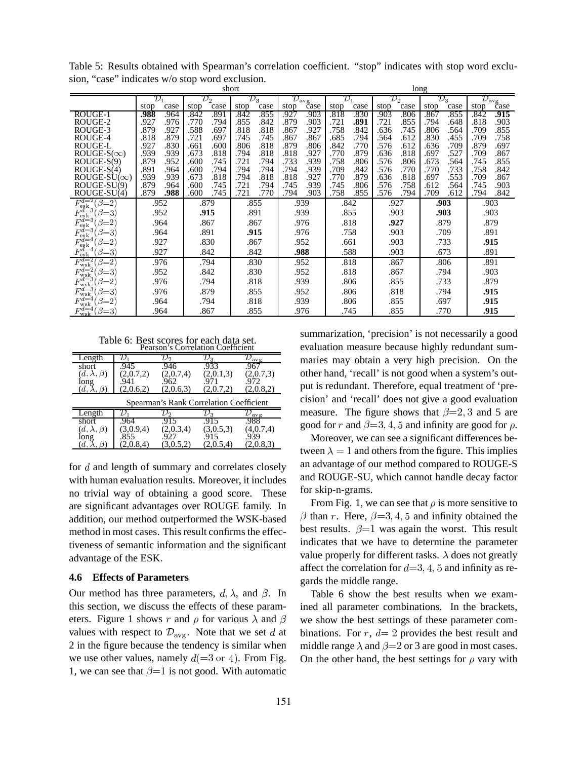Table 5: Results obtained with Spearman's correlation coefficient. "stop" indicates with stop word exclusion, "case" indicates w/o stop word exclusion.

| | short | | | | | | | | long | | | | | | | |
|---|---|---|---|---|---|---|---|---|---|---|---|---|---|---|---|---|
| | $\mathcal{D}_1$ | | $\mathcal{D}_2$ | | $\mathcal{D}_3$ | | $\mathcal{D}_{\rm avg}$ | | $\mathcal{D}_1$ | | $\mathcal{D}_2$ | | $\mathcal{D}_3$ | | $\mathcal{D}_{\rm avg}$ | |
| | stop | case | stop | case | stop | case | stop | case | stop | case | stop | case | stop | case | stop | case |
| ROUGE-1 | **.988** | .964 | .842 | .891 | .842 | .855 | .927 | .903 | .818 | .830 | .903 | .806 | .867 | .855 | .842 | **.915** |
| ROUGE-2 | .927 | .976 | .770 | .794 | .855 | .842 | .879 | .903 | .721 | **.891** | .721 | .855 | .794 | .648 | .818 | .903 |
| ROUGE-3 | .879 | .927 | .588 | .697 | .818 | .818 | .867 | .927 | .758 | .842 | .636 | .745 | .806 | .564 | .709 | .855 |
| ROUGE-4 | .818 | .879 | .721 | .697 | .745 | .745 | .867 | .867 | .685 | .794 | .564 | .612 | .830 | .455 | .709 | .758 |
| ROUGE-L | .927 | .830 | .661 | .600 | .806 | .818 | .879 | .806 | .842 | .770 | .576 | .612 | .636 | .709 | .879 | .697 |
| ROUGE-S($\infty$) | .939 | .939 | .673 | .818 | .794 | .818 | .818 | .927 | .770 | .879 | .636 | .818 | .697 | .527 | .709 | .867 |
| ROUGE-S(9) | .879 | .952 | .600 | .745 | .721 | .794 | .733 | .939 | .758 | .806 | .576 | .806 | .673 | .564 | .745 | .855 |
| ROUGE-S(4) | .891 | .964 | .600 | .794 | .794 | .794 | .794 | .939 | .709 | .842 | .576 | .770 | .770 | .733 | .758 | .842 |
| ROUGE-SU($\infty$) | .939 | .939 | .673 | .818 | .794 | .818 | .818 | .927 | .770 | .879 | .636 | .818 | .697 | .553 | .709 | .867 |
| ROUGE-SU(9) | .879 | .964 | .600 | .745 | .721 | .794 | .745 | .939 | .745 | .806 | .576 | .758 | .612 | .564 | .745 | .903 |
| ROUGE-SU(4) | .879 | **.988** | .600 | .745 | .721 | .770 | .794 | .903 | .758 | .855 | .576 | .794 | .709 | .612 | .794 | .842 |
| $F^{d=2}_{\rm esk}(\beta{=}2)$ | .952 | | .879 | | .855 | | .939 | | .842 | | .927 | | **.903** | | .903 | |
| $F^{d=3}_{\rm esk}(\beta{=}3)$ | .952 | | **.915** | | .891 | | .939 | | .855 | | .903 | | **.903** | | .903 | |
| $F^{d=3}_{\rm esk}(\beta{=}2)$ | .964 | | .867 | | .867 | | .976 | | .818 | | **.927** | | .879 | | .879 | |
| $F^{d=3}_{\rm esk}(\beta{=}3)$ | .964 | | .891 | | **.915** | | .976 | | .758 | | .903 | | .709 | | .891 | |
| $F^{d=4}_{\rm esk}(\beta{=}2)$ | .927 | | .830 | | .867 | | .952 | | .661 | | .903 | | .733 | | **.915** | |
| $F^{d=4}_{\rm esk}(\beta{=}3)$ | .927 | | .842 | | .842 | | **.988** | | .588 | | .903 | | .673 | | .891 | |
| $F^{d=2}_{\rm wsk}(\beta{=}2)$ | .976 | | .794 | | .830 | | .952 | | .818 | | .867 | | .806 | | .891 | |
| $F^{d=2}_{\rm wsk}(\beta{=}3)$ | .952 | | .842 | | .830 | | .952 | | .818 | | .867 | | .794 | | .903 | |
| $F^{d=3}_{\rm wsk}(\beta{=}2)$ | .976 | | .794 | | .818 | | .939 | | .806 | | .855 | | .733 | | .879 | |
| $F^{d=3}_{\rm wsk}(\beta{=}3)$ | .976 | | .879 | | .855 | | .952 | | .806 | | .818 | | .794 | | **.915** | |
| $F^{d=4}_{\rm wsk}(\beta{=}2)$ | .964 | | .794 | | .818 | | .939 | | .806 | | .855 | | .697 | | **.915** | |
| $F^{d=4}_{\rm wsk}(\beta{=}3)$ | .964 | | .867 | | .855 | | .976 | | .745 | | .855 | | .770 | | **.915** | |

Table 6: Best scores for each data set.

| Pearson's Correlation Coefficient | | | | |
|---|---|---|---|---|
| Length | $\mathcal{D}_1$ | $\mathcal{D}_2$ | $\mathcal{D}_3$ | $\mathcal{D}_{\rm avg}$ |
| short | .945 | .946 | .933 | .967 |
| $(d,\lambda,\beta)$ | (2,0.7,2) | (2,0.7,4) | (2,0.1,3) | (2,0.7,3) |
| long | .941 | .962 | .971 | .972 |
| $(d,\lambda,\beta)$ | (2,0.6,2) | (2,0.6,3) | (2,0.7,2) | (2,0.8,2) |
| **Spearman's Rank Correlation Coefficient** | | | | |
| Length | $\mathcal{D}_1$ | $\mathcal{D}_2$ | $\mathcal{D}_3$ | $\mathcal{D}_{\rm avg}$ |
| short | .964 | .915 | .915 | .988 |
| $(d,\lambda,\beta)$ | (3,0.9,4) | (2,0.3,4) | (3,0.5,3) | (4,0.7,4) |
| long | .855 | .927 | .915 | .939 |
| $(d,\lambda,\beta)$ | (2,0.8,4) | (3,0.5,2) | (2,0.5,4) | (2,0.8,3) |

for $d$ and length of summary and correlates closely with human evaluation results. Moreover, it includes no trivial way of obtaining a good score. These are significant advantages over ROUGE family. In addition, our method outperformed the WSK-based method in most cases. This result confirms the effectiveness of semantic information and the significant advantage of the ESK.

### 4.6 Effects of Parameters

Our method has three parameters, $d, \lambda$, and $\beta$. In this section, we discuss the effects of these parameters. Figure 1 shows $r$ and $\rho$ for various $\lambda$ and $\beta$ values with respect to $\mathcal{D}_{\rm avg}$. Note that we set $d$ at 2 in the figure because the tendency is similar when we use other values, namely $d(=3 \text{ or } 4)$. From Fig. 1, we can see that $\beta$=1 is not good. With automatic summarization, 'precision' is not necessarily a good evaluation measure because highly redundant summaries may obtain a very high precision. On the other hand, 'recall' is not good when a system's output is redundant. Therefore, equal treatment of 'precision' and 'recall' does not give a good evaluation measure. The figure shows that $\beta$=2, 3 and 5 are good for $r$ and $\beta$=3, 4, 5 and infinity are good for $\rho$.

Moreover, we can see a significant differences between $\lambda = 1$ and others from the figure. This implies an advantage of our method compared to ROUGE-S and ROUGE-SU, which cannot handle decay factor for skip-n-grams.

From Fig. 1, we can see that $\rho$ is more sensitive to $\beta$ than $r$. Here, $\beta$=3, 4, 5 and infinity obtained the best results. $\beta$=1 was again the worst. This result indicates that we have to determine the parameter value properly for different tasks. $\lambda$ does not greatly affect the correlation for $d$=3, 4, 5 and infinity as regards the middle range.

Table 6 show the best results when we examined all parameter combinations. In the brackets, we show the best settings of these parameter combinations. For $r$, $d$= 2 provides the best result and middle range $\lambda$ and $\beta$=2 or 3 are good in most cases. On the other hand, the best settings for $\rho$ vary with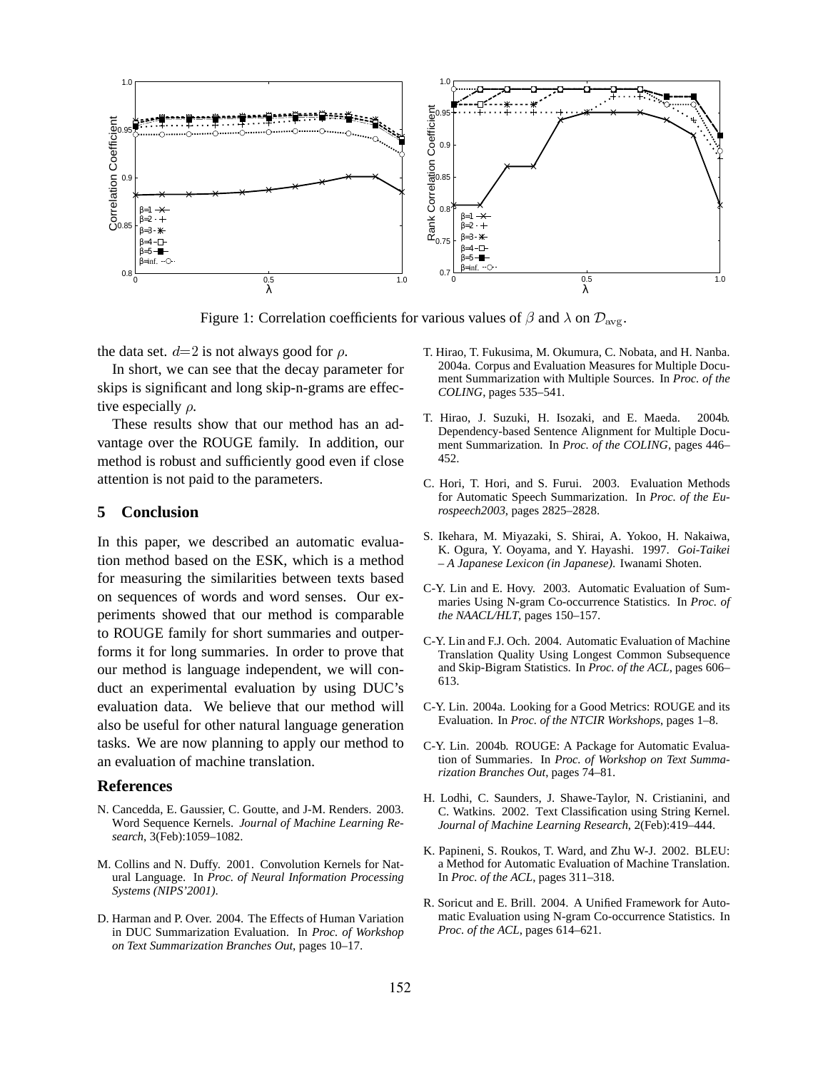1.0

0.95

0.9

0.85

0.8

Correlation Coefficient

0 0.5 1.0

λ

β=1
β=2
β=3
β=4
β=5
β=inf.

1.0

0.95

0.9

0.85

0.8

0.75

0.7

Rank Correlation Coefficient

0 0.5 1.0

λ

β=1
β=2
β=3
β=4
β=5
β=inf.

Figure 1: Correlation coefficients for various values of $\beta$ and $\lambda$ on $\mathcal{D}_{\rm avg}$.

the data set. $d{=}2$ is not always good for $\rho$.

In short, we can see that the decay parameter for skips is significant and long skip-n-grams are effective especially $\rho$.

These results show that our method has an advantage over the ROUGE family. In addition, our method is robust and sufficiently good even if close attention is not paid to the parameters.

## 5 Conclusion

In this paper, we described an automatic evaluation method based on the ESK, which is a method for measuring the similarities between texts based on sequences of words and word senses. Our experiments showed that our method is comparable to ROUGE family for short summaries and outperforms it for long summaries. In order to prove that our method is language independent, we will conduct an experimental evaluation by using DUC's evaluation data. We believe that our method will also be useful for other natural language generation tasks. We are now planning to apply our method to an evaluation of machine translation.

## References

N. Cancedda, E. Gaussier, C. Goutte, and J-M. Renders. 2003. Word Sequence Kernels. *Journal of Machine Learning Research*, 3(Feb):1059–1082.

M. Collins and N. Duffy. 2001. Convolution Kernels for Natural Language. In *Proc. of Neural Information Processing Systems (NIPS'2001)*.

D. Harman and P. Over. 2004. The Effects of Human Variation in DUC Summarization Evaluation. In *Proc. of Workshop on Text Summarization Branches Out*, pages 10–17.

T. Hirao, T. Fukusima, M. Okumura, C. Nobata, and H. Nanba. 2004a. Corpus and Evaluation Measures for Multiple Document Summarization with Multiple Sources. In *Proc. of the COLING*, pages 535–541.

T. Hirao, J. Suzuki, H. Isozaki, and E. Maeda. 2004b. Dependency-based Sentence Alignment for Multiple Document Summarization. In *Proc. of the COLING*, pages 446–452.

C. Hori, T. Hori, and S. Furui. 2003. Evaluation Methods for Automatic Speech Summarization. In *Proc. of the Eurospeech2003*, pages 2825–2828.

S. Ikehara, M. Miyazaki, S. Shirai, A. Yokoo, H. Nakaiwa, K. Ogura, Y. Ooyama, and Y. Hayashi. 1997. *Goi-Taikei – A Japanese Lexicon (in Japanese)*. Iwanami Shoten.

C-Y. Lin and E. Hovy. 2003. Automatic Evaluation of Summaries Using N-gram Co-occurrence Statistics. In *Proc. of the NAACL/HLT*, pages 150–157.

C-Y. Lin and F.J. Och. 2004. Automatic Evaluation of Machine Translation Quality Using Longest Common Subsequence and Skip-Bigram Statistics. In *Proc. of the ACL*, pages 606–613.

C-Y. Lin. 2004a. Looking for a Good Metrics: ROUGE and its Evaluation. In *Proc. of the NTCIR Workshops*, pages 1–8.

C-Y. Lin. 2004b. ROUGE: A Package for Automatic Evaluation of Summaries. In *Proc. of Workshop on Text Summarization Branches Out*, pages 74–81.

H. Lodhi, C. Saunders, J. Shawe-Taylor, N. Cristianini, and C. Watkins. 2002. Text Classification using String Kernel. *Journal of Machine Learning Research*, 2(Feb):419–444.

K. Papineni, S. Roukos, T. Ward, and Zhu W-J. 2002. BLEU: a Method for Automatic Evaluation of Machine Translation. In *Proc. of the ACL*, pages 311–318.

R. Soricut and E. Brill. 2004. A Unified Framework for Automatic Evaluation using N-gram Co-occurrence Statistics. In *Proc. of the ACL*, pages 614–621.